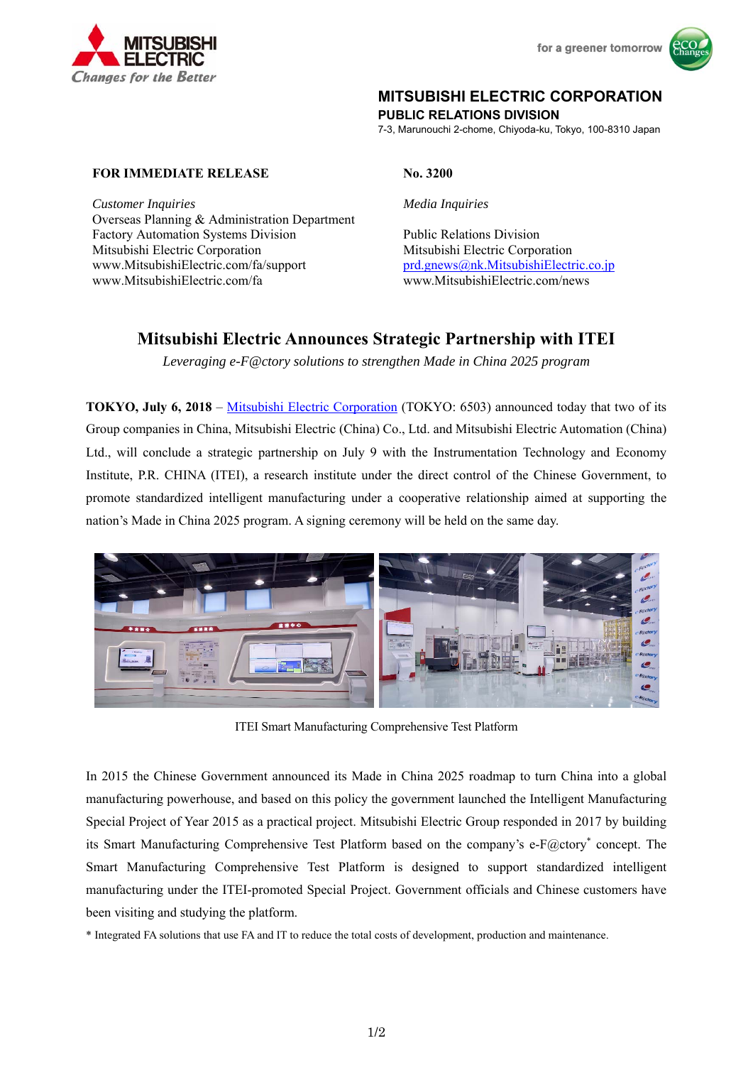MITSUBISHI ELECTRIC
Changes for the Better

for a greener tomorrow

**MITSUBISHI ELECTRIC CORPORATION**
**PUBLIC RELATIONS DIVISION**
7-3, Marunouchi 2-chome, Chiyoda-ku, Tokyo, 100-8310 Japan

**FOR IMMEDIATE RELEASE**

**No. 3200**

*Customer Inquiries*
Overseas Planning & Administration Department
Factory Automation Systems Division
Mitsubishi Electric Corporation
www.MitsubishiElectric.com/fa/support
www.MitsubishiElectric.com/fa

*Media Inquiries*

Public Relations Division
Mitsubishi Electric Corporation
prd.gnews@nk.MitsubishiElectric.co.jp
www.MitsubishiElectric.com/news

# Mitsubishi Electric Announces Strategic Partnership with ITEI

*Leveraging e-F@ctory solutions to strengthen Made in China 2025 program*

**TOKYO, July 6, 2018** – Mitsubishi Electric Corporation (TOKYO: 6503) announced today that two of its Group companies in China, Mitsubishi Electric (China) Co., Ltd. and Mitsubishi Electric Automation (China) Ltd., will conclude a strategic partnership on July 9 with the Instrumentation Technology and Economy Institute, P.R. CHINA (ITEI), a research institute under the direct control of the Chinese Government, to promote standardized intelligent manufacturing under a cooperative relationship aimed at supporting the nation's Made in China 2025 program. A signing ceremony will be held on the same day.

ITEI Smart Manufacturing Comprehensive Test Platform

In 2015 the Chinese Government announced its Made in China 2025 roadmap to turn China into a global manufacturing powerhouse, and based on this policy the government launched the Intelligent Manufacturing Special Project of Year 2015 as a practical project. Mitsubishi Electric Group responded in 2017 by building its Smart Manufacturing Comprehensive Test Platform based on the company's e-F@ctory* concept. The Smart Manufacturing Comprehensive Test Platform is designed to support standardized intelligent manufacturing under the ITEI-promoted Special Project. Government officials and Chinese customers have been visiting and studying the platform.

* Integrated FA solutions that use FA and IT to reduce the total costs of development, production and maintenance.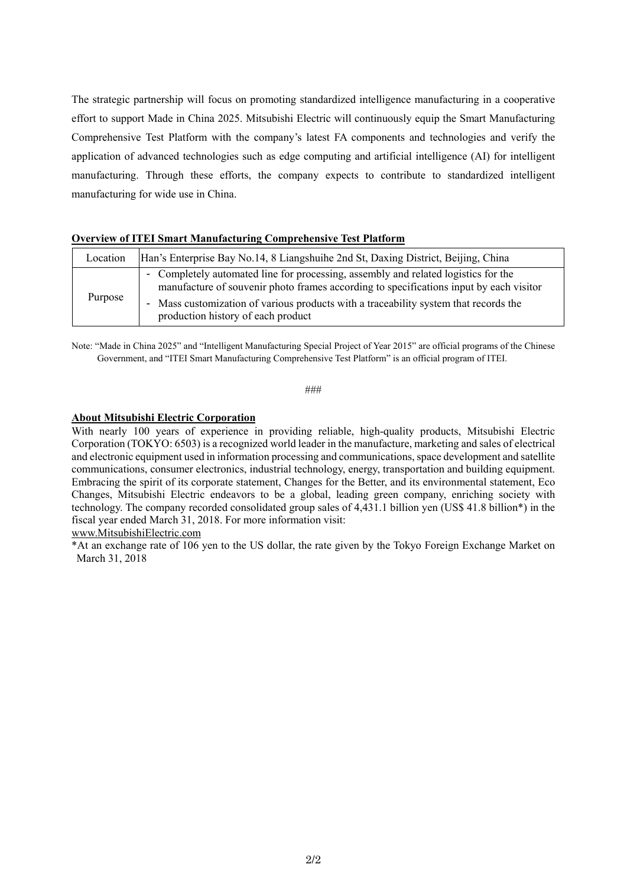The strategic partnership will focus on promoting standardized intelligence manufacturing in a cooperative effort to support Made in China 2025. Mitsubishi Electric will continuously equip the Smart Manufacturing Comprehensive Test Platform with the company's latest FA components and technologies and verify the application of advanced technologies such as edge computing and artificial intelligence (AI) for intelligent manufacturing. Through these efforts, the company expects to contribute to standardized intelligent manufacturing for wide use in China.

**Overview of ITEI Smart Manufacturing Comprehensive Test Platform**

| | |
|---|---|
| Location | Han's Enterprise Bay No.14, 8 Liangshuihe 2nd St, Daxing District, Beijing, China |
| Purpose | - Completely automated line for processing, assembly and related logistics for the manufacture of souvenir photo frames according to specifications input by each visitor<br>- Mass customization of various products with a traceability system that records the production history of each product |

Note: "Made in China 2025" and "Intelligent Manufacturing Special Project of Year 2015" are official programs of the Chinese Government, and "ITEI Smart Manufacturing Comprehensive Test Platform" is an official program of ITEI.

###

**About Mitsubishi Electric Corporation**

With nearly 100 years of experience in providing reliable, high-quality products, Mitsubishi Electric Corporation (TOKYO: 6503) is a recognized world leader in the manufacture, marketing and sales of electrical and electronic equipment used in information processing and communications, space development and satellite communications, consumer electronics, industrial technology, energy, transportation and building equipment. Embracing the spirit of its corporate statement, Changes for the Better, and its environmental statement, Eco Changes, Mitsubishi Electric endeavors to be a global, leading green company, enriching society with technology. The company recorded consolidated group sales of 4,431.1 billion yen (US$ 41.8 billion*) in the fiscal year ended March 31, 2018. For more information visit:
www.MitsubishiElectric.com

*At an exchange rate of 106 yen to the US dollar, the rate given by the Tokyo Foreign Exchange Market on March 31, 2018